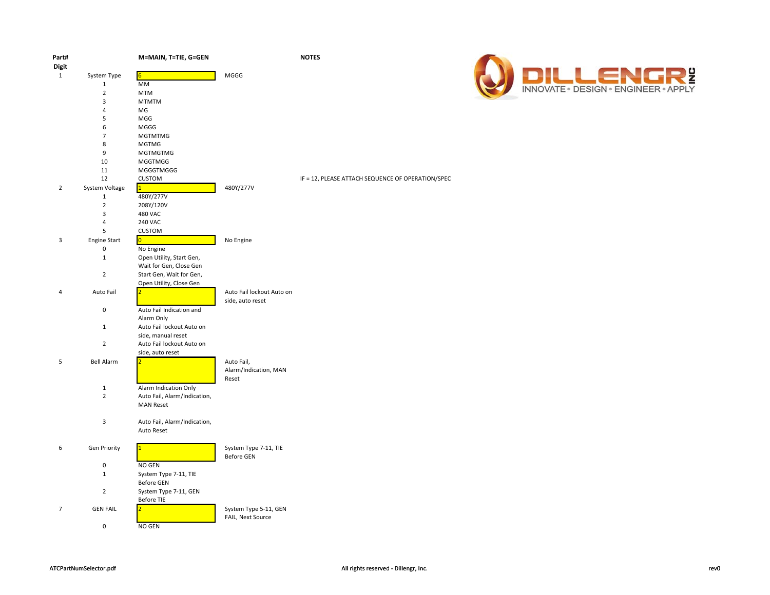| Part# Digit | | M=MAIN, T=TIE, G=GEN | | NOTES |
|---|---|---|---|---|
| 1 | System Type | 6 | MGGG | |
| | 1 | MM | | |
| | 2 | MTM | | |
| | 3 | MTMTM | | |
| | 4 | MG | | |
| | 5 | MGG | | |
| | 6 | MGGG | | |
| | 7 | MGTMTMG | | |
| | 8 | MGTMG | | |
| | 9 | MGTMGTMG | | |
| | 10 | MGGTMGG | | |
| | 11 | MGGGTMGGG | | |
| | 12 | CUSTOM | | IF = 12, PLEASE ATTACH SEQUENCE OF OPERATION/SPEC |
| 2 | System Voltage | 1 | 480Y/277V | |
| | 1 | 480Y/277V | | |
| | 2 | 208Y/120V | | |
| | 3 | 480 VAC | | |
| | 4 | 240 VAC | | |
| | 5 | CUSTOM | | |
| 3 | Engine Start | 0 | No Engine | |
| | 0 | No Engine | | |
| | 1 | Open Utility, Start Gen, Wait for Gen, Close Gen | | |
| | 2 | Start Gen, Wait for Gen, Open Utility, Close Gen | | |
| 4 | Auto Fail | 2 | Auto Fail lockout Auto on side, auto reset | |
| | 0 | Auto Fail Indication and Alarm Only | | |
| | 1 | Auto Fail lockout Auto on side, manual reset | | |
| | 2 | Auto Fail lockout Auto on side, auto reset | | |
| 5 | Bell Alarm | 2 | Auto Fail, Alarm/Indication, MAN Reset | |
| | 1 | Alarm Indication Only | | |
| | 2 | Auto Fail, Alarm/Indication, MAN Reset | | |
| | 3 | Auto Fail, Alarm/Indication, Auto Reset | | |
| 6 | Gen Priority | 1 | System Type 7-11, TIE Before GEN | |
| | 0 | NO GEN | | |
| | 1 | System Type 7-11, TIE Before GEN | | |
| | 2 | System Type 7-11, GEN Before TIE | | |
| 7 | GEN FAIL | 2 | System Type 5-11, GEN FAIL, Next Source | |
| | 0 | NO GEN | | |

DILLENGR INC
INNOVATE • DESIGN • ENGINEER • APPLY

ATCPartNumSelector.pdf — All rights reserved - Dillengr, Inc. — rev0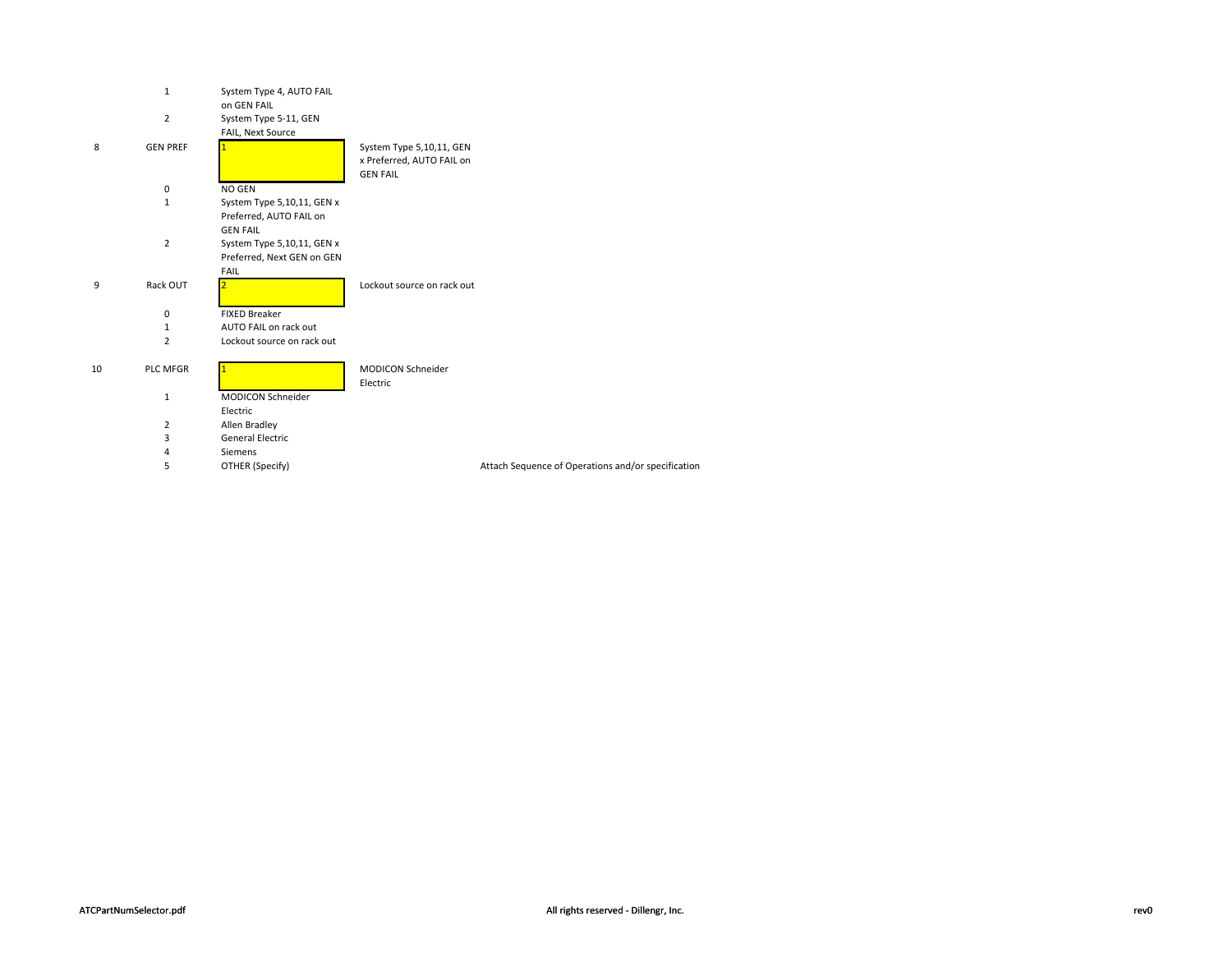| | | | | |
|---|---|---|---|---|
| | 1 | System Type 4, AUTO FAIL on GEN FAIL | | |
| | 2 | System Type 5-11, GEN FAIL, Next Source | | |
| 8 | GEN PREF | 1 | System Type 5,10,11, GEN x Preferred, AUTO FAIL on GEN FAIL | |
| | 0 | NO GEN | | |
| | 1 | System Type 5,10,11, GEN x Preferred, AUTO FAIL on GEN FAIL | | |
| | 2 | System Type 5,10,11, GEN x Preferred, Next GEN on GEN FAIL | | |
| 9 | Rack OUT | 2 | Lockout source on rack out | |
| | 0 | FIXED Breaker | | |
| | 1 | AUTO FAIL on rack out | | |
| | 2 | Lockout source on rack out | | |
| 10 | PLC MFGR | 1 | MODICON Schneider Electric | |
| | 1 | MODICON Schneider Electric | | |
| | 2 | Allen Bradley | | |
| | 3 | General Electric | | |
| | 4 | Siemens | | |
| | 5 | OTHER (Specify) | | Attach Sequence of Operations and/or specification |

ATCPartNumSelector.pdf

All rights reserved - Dillengr, Inc.

rev0